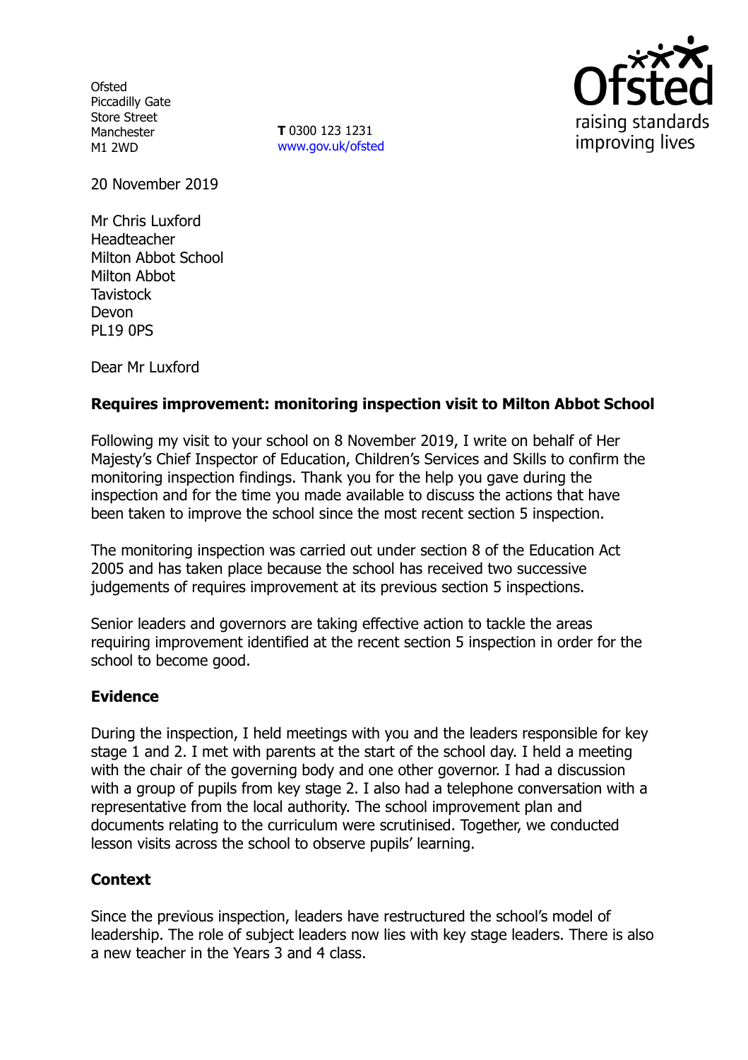Ofsted
Piccadilly Gate
Store Street
Manchester
M1 2WD

**T** 0300 123 1231
www.gov.uk/ofsted

20 November 2019

Mr Chris Luxford
Headteacher
Milton Abbot School
Milton Abbot
Tavistock
Devon
PL19 0PS

Dear Mr Luxford

**Requires improvement: monitoring inspection visit to Milton Abbot School**

Following my visit to your school on 8 November 2019, I write on behalf of Her Majesty's Chief Inspector of Education, Children's Services and Skills to confirm the monitoring inspection findings. Thank you for the help you gave during the inspection and for the time you made available to discuss the actions that have been taken to improve the school since the most recent section 5 inspection.

The monitoring inspection was carried out under section 8 of the Education Act 2005 and has taken place because the school has received two successive judgements of requires improvement at its previous section 5 inspections.

Senior leaders and governors are taking effective action to tackle the areas requiring improvement identified at the recent section 5 inspection in order for the school to become good.

**Evidence**

During the inspection, I held meetings with you and the leaders responsible for key stage 1 and 2. I met with parents at the start of the school day. I held a meeting with the chair of the governing body and one other governor. I had a discussion with a group of pupils from key stage 2. I also had a telephone conversation with a representative from the local authority. The school improvement plan and documents relating to the curriculum were scrutinised. Together, we conducted lesson visits across the school to observe pupils' learning.

**Context**

Since the previous inspection, leaders have restructured the school's model of leadership. The role of subject leaders now lies with key stage leaders. There is also a new teacher in the Years 3 and 4 class.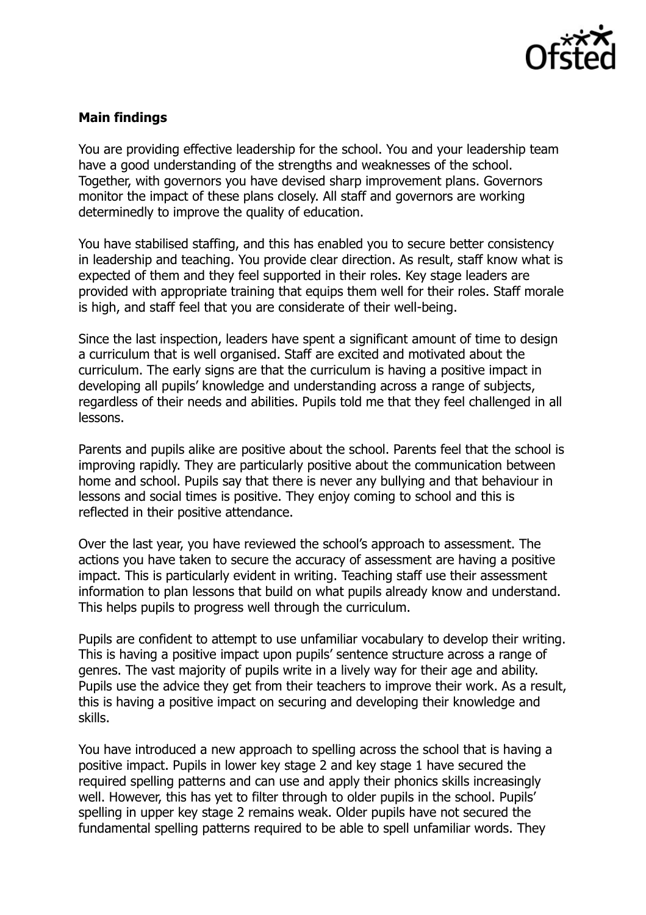**Main findings**

You are providing effective leadership for the school. You and your leadership team have a good understanding of the strengths and weaknesses of the school. Together, with governors you have devised sharp improvement plans. Governors monitor the impact of these plans closely. All staff and governors are working determinedly to improve the quality of education.

You have stabilised staffing, and this has enabled you to secure better consistency in leadership and teaching. You provide clear direction. As result, staff know what is expected of them and they feel supported in their roles. Key stage leaders are provided with appropriate training that equips them well for their roles. Staff morale is high, and staff feel that you are considerate of their well-being.

Since the last inspection, leaders have spent a significant amount of time to design a curriculum that is well organised. Staff are excited and motivated about the curriculum. The early signs are that the curriculum is having a positive impact in developing all pupils' knowledge and understanding across a range of subjects, regardless of their needs and abilities. Pupils told me that they feel challenged in all lessons.

Parents and pupils alike are positive about the school. Parents feel that the school is improving rapidly. They are particularly positive about the communication between home and school. Pupils say that there is never any bullying and that behaviour in lessons and social times is positive. They enjoy coming to school and this is reflected in their positive attendance.

Over the last year, you have reviewed the school's approach to assessment. The actions you have taken to secure the accuracy of assessment are having a positive impact. This is particularly evident in writing. Teaching staff use their assessment information to plan lessons that build on what pupils already know and understand. This helps pupils to progress well through the curriculum.

Pupils are confident to attempt to use unfamiliar vocabulary to develop their writing. This is having a positive impact upon pupils' sentence structure across a range of genres. The vast majority of pupils write in a lively way for their age and ability. Pupils use the advice they get from their teachers to improve their work. As a result, this is having a positive impact on securing and developing their knowledge and skills.

You have introduced a new approach to spelling across the school that is having a positive impact. Pupils in lower key stage 2 and key stage 1 have secured the required spelling patterns and can use and apply their phonics skills increasingly well. However, this has yet to filter through to older pupils in the school. Pupils' spelling in upper key stage 2 remains weak. Older pupils have not secured the fundamental spelling patterns required to be able to spell unfamiliar words. They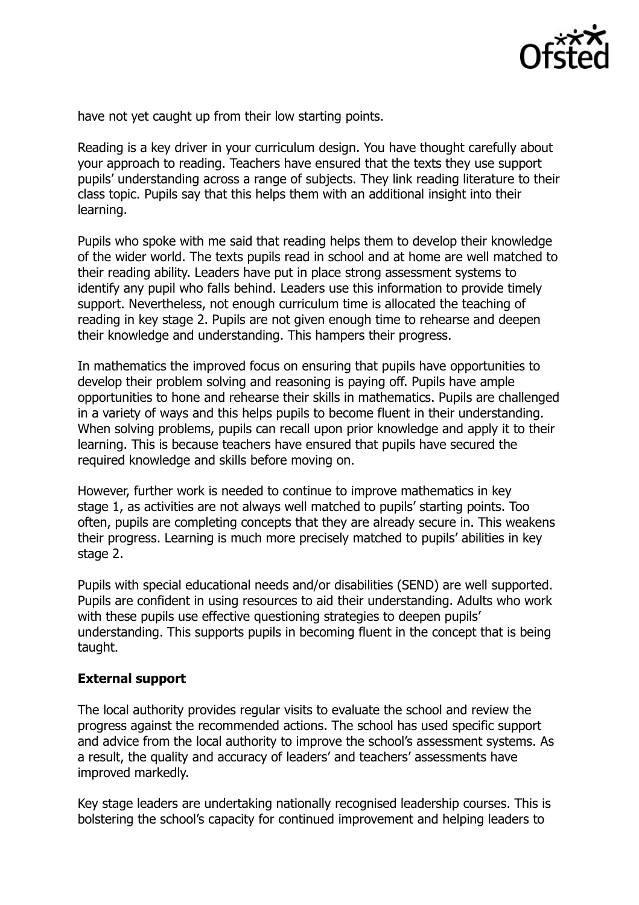have not yet caught up from their low starting points.

Reading is a key driver in your curriculum design. You have thought carefully about your approach to reading. Teachers have ensured that the texts they use support pupils' understanding across a range of subjects. They link reading literature to their class topic. Pupils say that this helps them with an additional insight into their learning.

Pupils who spoke with me said that reading helps them to develop their knowledge of the wider world. The texts pupils read in school and at home are well matched to their reading ability. Leaders have put in place strong assessment systems to identify any pupil who falls behind. Leaders use this information to provide timely support. Nevertheless, not enough curriculum time is allocated the teaching of reading in key stage 2. Pupils are not given enough time to rehearse and deepen their knowledge and understanding. This hampers their progress.

In mathematics the improved focus on ensuring that pupils have opportunities to develop their problem solving and reasoning is paying off. Pupils have ample opportunities to hone and rehearse their skills in mathematics. Pupils are challenged in a variety of ways and this helps pupils to become fluent in their understanding. When solving problems, pupils can recall upon prior knowledge and apply it to their learning. This is because teachers have ensured that pupils have secured the required knowledge and skills before moving on.

However, further work is needed to continue to improve mathematics in key stage 1, as activities are not always well matched to pupils' starting points. Too often, pupils are completing concepts that they are already secure in. This weakens their progress. Learning is much more precisely matched to pupils' abilities in key stage 2.

Pupils with special educational needs and/or disabilities (SEND) are well supported. Pupils are confident in using resources to aid their understanding. Adults who work with these pupils use effective questioning strategies to deepen pupils' understanding. This supports pupils in becoming fluent in the concept that is being taught.

**External support**

The local authority provides regular visits to evaluate the school and review the progress against the recommended actions. The school has used specific support and advice from the local authority to improve the school's assessment systems. As a result, the quality and accuracy of leaders' and teachers' assessments have improved markedly.

Key stage leaders are undertaking nationally recognised leadership courses. This is bolstering the school's capacity for continued improvement and helping leaders to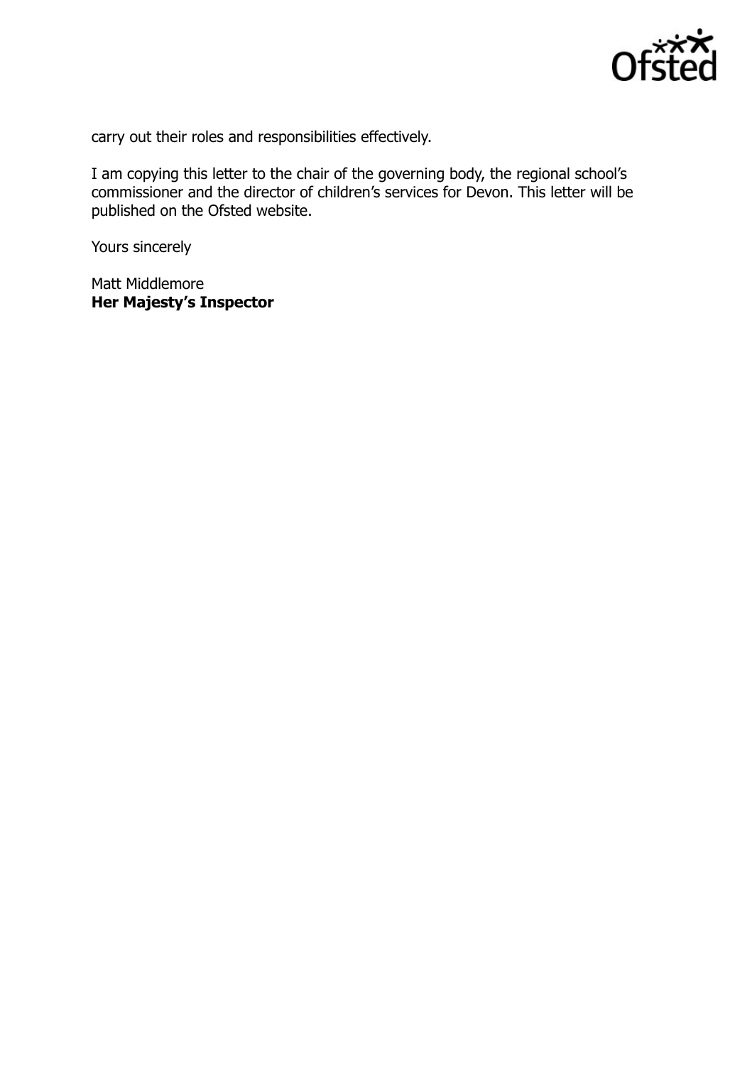carry out their roles and responsibilities effectively.

I am copying this letter to the chair of the governing body, the regional school's commissioner and the director of children's services for Devon. This letter will be published on the Ofsted website.

Yours sincerely

Matt Middlemore
**Her Majesty's Inspector**